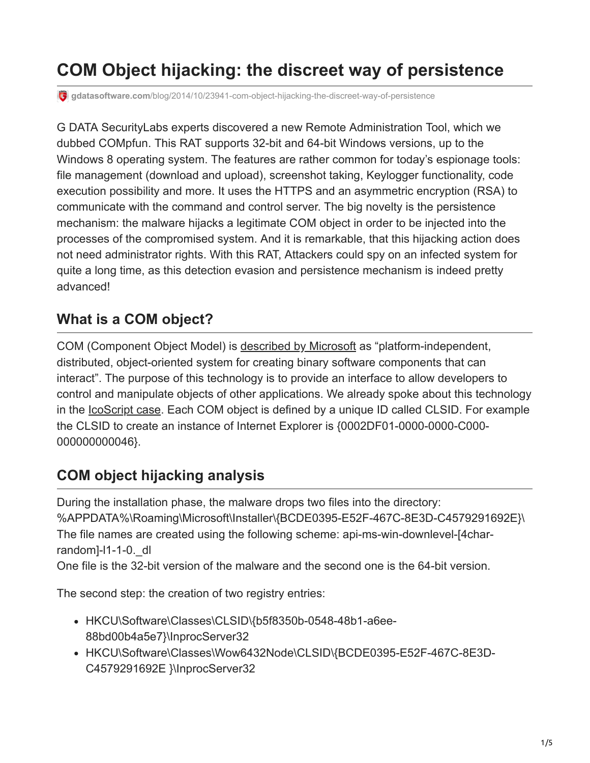# COM Object hijacking: the discreet way of persistence

gdatasoftware.com/blog/2014/10/23941-com-object-hijacking-the-discreet-way-of-persistence

G DATA SecurityLabs experts discovered a new Remote Administration Tool, which we dubbed COMpfun. This RAT supports 32-bit and 64-bit Windows versions, up to the Windows 8 operating system. The features are rather common for today's espionage tools: file management (download and upload), screenshot taking, Keylogger functionality, code execution possibility and more. It uses the HTTPS and an asymmetric encryption (RSA) to communicate with the command and control server. The big novelty is the persistence mechanism: the malware hijacks a legitimate COM object in order to be injected into the processes of the compromised system. And it is remarkable, that this hijacking action does not need administrator rights. With this RAT, Attackers could spy on an infected system for quite a long time, as this detection evasion and persistence mechanism is indeed pretty advanced!

## What is a COM object?

COM (Component Object Model) is described by Microsoft as "platform-independent, distributed, object-oriented system for creating binary software components that can interact". The purpose of this technology is to provide an interface to allow developers to control and manipulate objects of other applications. We already spoke about this technology in the IcoScript case. Each COM object is defined by a unique ID called CLSID. For example the CLSID to create an instance of Internet Explorer is {0002DF01-0000-0000-C000-000000000046}.

## COM object hijacking analysis

During the installation phase, the malware drops two files into the directory: %APPDATA%\Roaming\Microsoft\Installer\{BCDE0395-E52F-467C-8E3D-C4579291692E}\
The file names are created using the following scheme: api-ms-win-downlevel-[4char-random]-l1-1-0._dl
One file is the 32-bit version of the malware and the second one is the 64-bit version.

The second step: the creation of two registry entries:

- HKCU\Software\Classes\CLSID\{b5f8350b-0548-48b1-a6ee-88bd00b4a5e7}\InprocServer32
- HKCU\Software\Classes\Wow6432Node\CLSID\{BCDE0395-E52F-467C-8E3D-C4579291692E }\InprocServer32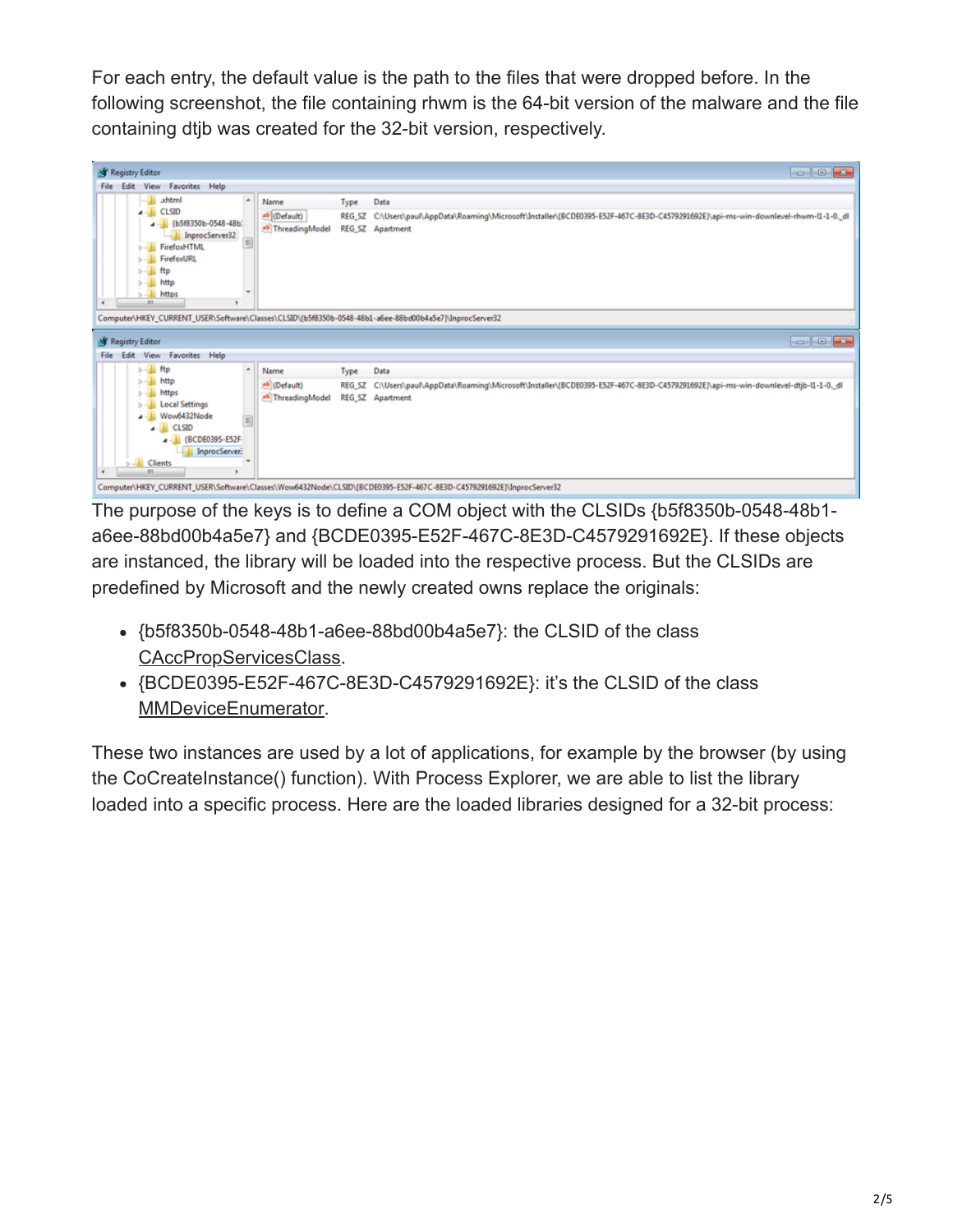For each entry, the default value is the path to the files that were dropped before. In the following screenshot, the file containing rhwm is the 64-bit version of the malware and the file containing dtjb was created for the 32-bit version, respectively.

The purpose of the keys is to define a COM object with the CLSIDs {b5f8350b-0548-48b1-a6ee-88bd00b4a5e7} and {BCDE0395-E52F-467C-8E3D-C4579291692E}. If these objects are instanced, the library will be loaded into the respective process. But the CLSIDs are predefined by Microsoft and the newly created owns replace the originals:

- {b5f8350b-0548-48b1-a6ee-88bd00b4a5e7}: the CLSID of the class CAccPropServicesClass.
- {BCDE0395-E52F-467C-8E3D-C4579291692E}: it's the CLSID of the class MMDeviceEnumerator.

These two instances are used by a lot of applications, for example by the browser (by using the CoCreateInstance() function). With Process Explorer, we are able to list the library loaded into a specific process. Here are the loaded libraries designed for a 32-bit process: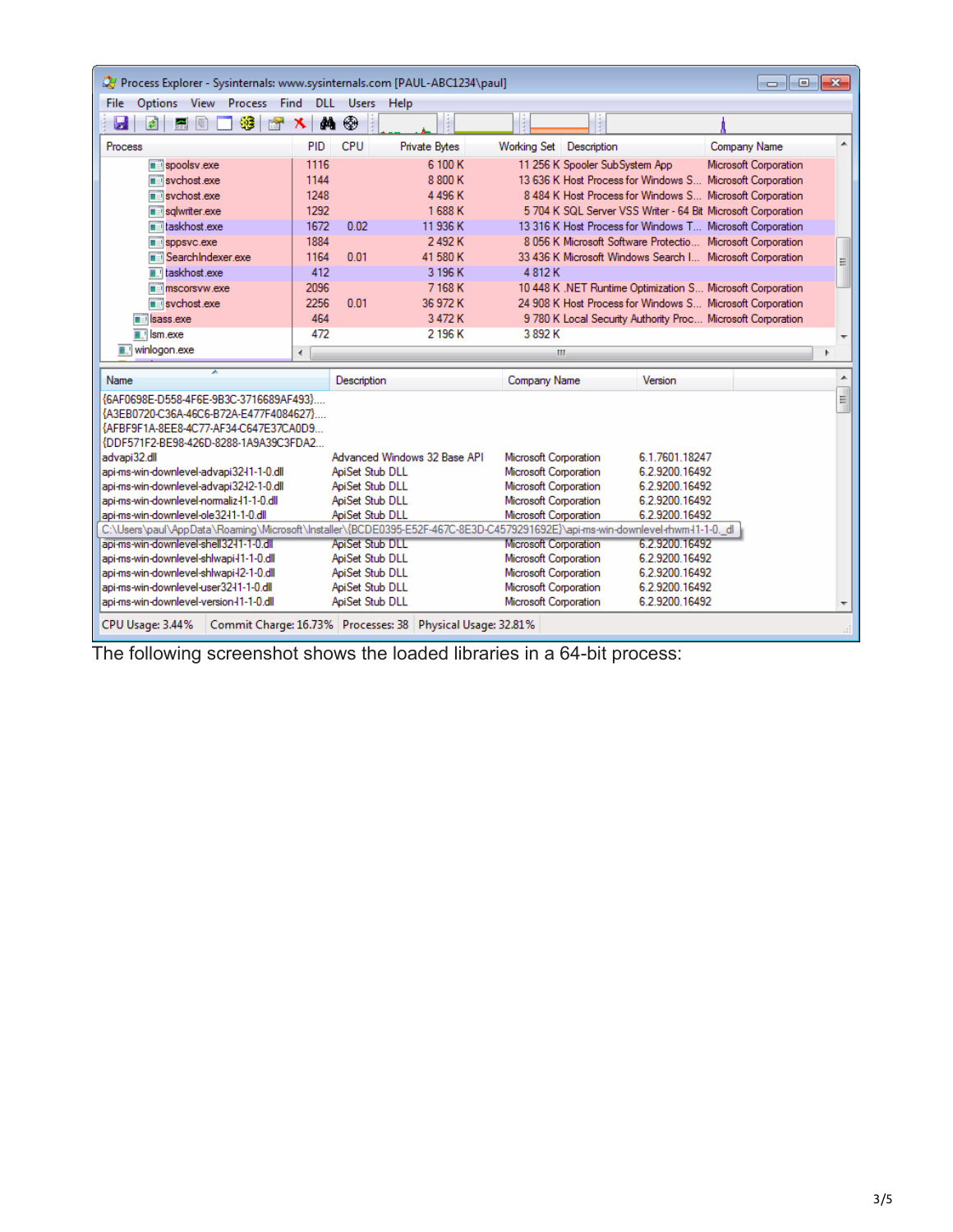Process Explorer - Sysinternals: www.sysinternals.com [PAUL-ABC1234\paul]

File Options View Process Find DLL Users Help

| Process | PID | CPU | Private Bytes | Working Set | Description | Company Name |
|---|---|---|---|---|---|---|
| spoolsv.exe | 1116 | | 6 100 K | 11 256 K | Spooler SubSystem App | Microsoft Corporation |
| svchost.exe | 1144 | | 8 800 K | 13 636 K | Host Process for Windows S... | Microsoft Corporation |
| svchost.exe | 1248 | | 4 496 K | 8 484 K | Host Process for Windows S... | Microsoft Corporation |
| sqlwriter.exe | 1292 | | 1 688 K | 5 704 K | SQL Server VSS Writer - 64 Bit | Microsoft Corporation |
| taskhost.exe | 1672 | 0.02 | 11 936 K | 13 316 K | Host Process for Windows T... | Microsoft Corporation |
| sppsvc.exe | 1884 | | 2 492 K | 8 056 K | Microsoft Software Protectio... | Microsoft Corporation |
| SearchIndexer.exe | 1164 | 0.01 | 41 580 K | 33 436 K | Microsoft Windows Search I... | Microsoft Corporation |
| taskhost.exe | 412 | | 3 196 K | 4 812 K | | |
| mscorsvw.exe | 2096 | | 7 168 K | 10 448 K | .NET Runtime Optimization S... | Microsoft Corporation |
| svchost.exe | 2256 | 0.01 | 36 972 K | 24 908 K | Host Process for Windows S... | Microsoft Corporation |
| lsass.exe | 464 | | 3 472 K | 9 780 K | Local Security Authority Proc... | Microsoft Corporation |
| lsm.exe | 472 | | 2 196 K | 3 892 K | | |
| winlogon.exe | | | | | | |

| Name | Description | Company Name | Version |
|---|---|---|---|
| {6AF0698E-D558-4F6E-9B3C-3716689AF493}.... | | | |
| {A3EB0720-C36A-46C6-B72A-E477F4084627}.... | | | |
| {AFBF9F1A-8EE8-4C77-AF34-C647E37CA0D9... | | | |
| {DDF571F2-BE98-426D-8288-1A9A39C3FDA2... | | | |
| advapi32.dll | Advanced Windows 32 Base API | Microsoft Corporation | 6.1.7601.18247 |
| api-ms-win-downlevel-advapi32-l1-1-0.dll | ApiSet Stub DLL | Microsoft Corporation | 6.2.9200.16492 |
| api-ms-win-downlevel-advapi32-l2-1-0.dll | ApiSet Stub DLL | Microsoft Corporation | 6.2.9200.16492 |
| api-ms-win-downlevel-normaliz-l1-1-0.dll | ApiSet Stub DLL | Microsoft Corporation | 6.2.9200.16492 |
| api-ms-win-downlevel-ole32-l1-1-0.dll | ApiSet Stub DLL | Microsoft Corporation | 6.2.9200.16492 |
| C:\Users\paul\AppData\Roaming\Microsoft\Installer\{BCDE0395-E52F-467C-8E3D-C4579291692E}\api-ms-win-downlevel-rhwm-l1-1-0._dl | | | |
| api-ms-win-downlevel-shell32-l1-1-0.dll | ApiSet Stub DLL | Microsoft Corporation | 6.2.9200.16492 |
| api-ms-win-downlevel-shlwapi-l1-1-0.dll | ApiSet Stub DLL | Microsoft Corporation | 6.2.9200.16492 |
| api-ms-win-downlevel-shlwapi-l2-1-0.dll | ApiSet Stub DLL | Microsoft Corporation | 6.2.9200.16492 |
| api-ms-win-downlevel-user32-l1-1-0.dll | ApiSet Stub DLL | Microsoft Corporation | 6.2.9200.16492 |
| api-ms-win-downlevel-version-l1-1-0.dll | ApiSet Stub DLL | Microsoft Corporation | 6.2.9200.16492 |

CPU Usage: 3.44% | Commit Charge: 16.73% | Processes: 38 | Physical Usage: 32.81%

The following screenshot shows the loaded libraries in a 64-bit process: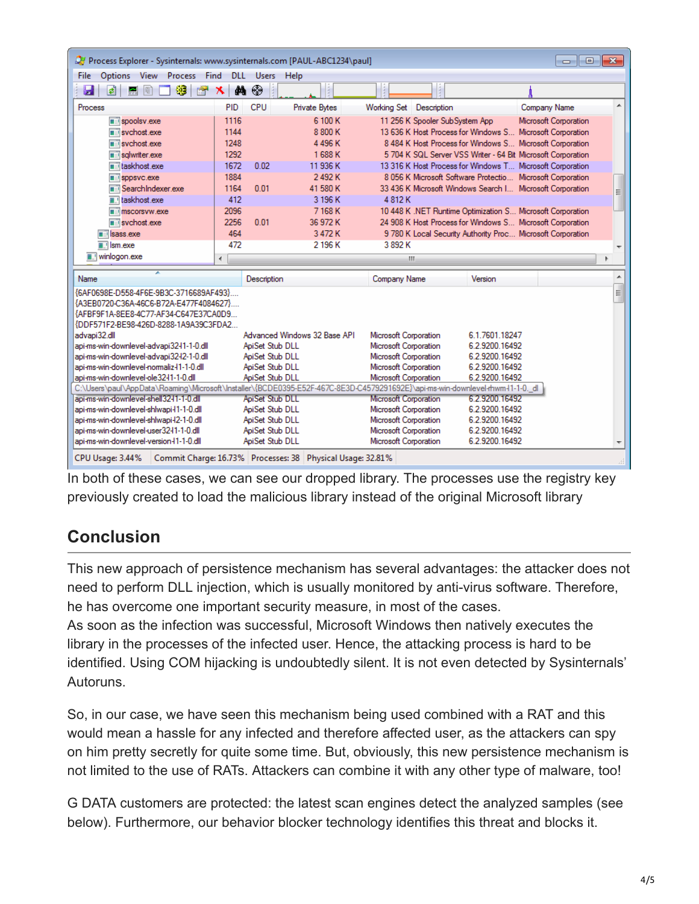In both of these cases, we can see our dropped library. The processes use the registry key previously created to load the malicious library instead of the original Microsoft library

## Conclusion

This new approach of persistence mechanism has several advantages: the attacker does not need to perform DLL injection, which is usually monitored by anti-virus software. Therefore, he has overcome one important security measure, in most of the cases.
As soon as the infection was successful, Microsoft Windows then natively executes the library in the processes of the infected user. Hence, the attacking process is hard to be identified. Using COM hijacking is undoubtedly silent. It is not even detected by Sysinternals' Autoruns.

So, in our case, we have seen this mechanism being used combined with a RAT and this would mean a hassle for any infected and therefore affected user, as the attackers can spy on him pretty secretly for quite some time. But, obviously, this new persistence mechanism is not limited to the use of RATs. Attackers can combine it with any other type of malware, too!

G DATA customers are protected: the latest scan engines detect the analyzed samples (see below). Furthermore, our behavior blocker technology identifies this threat and blocks it.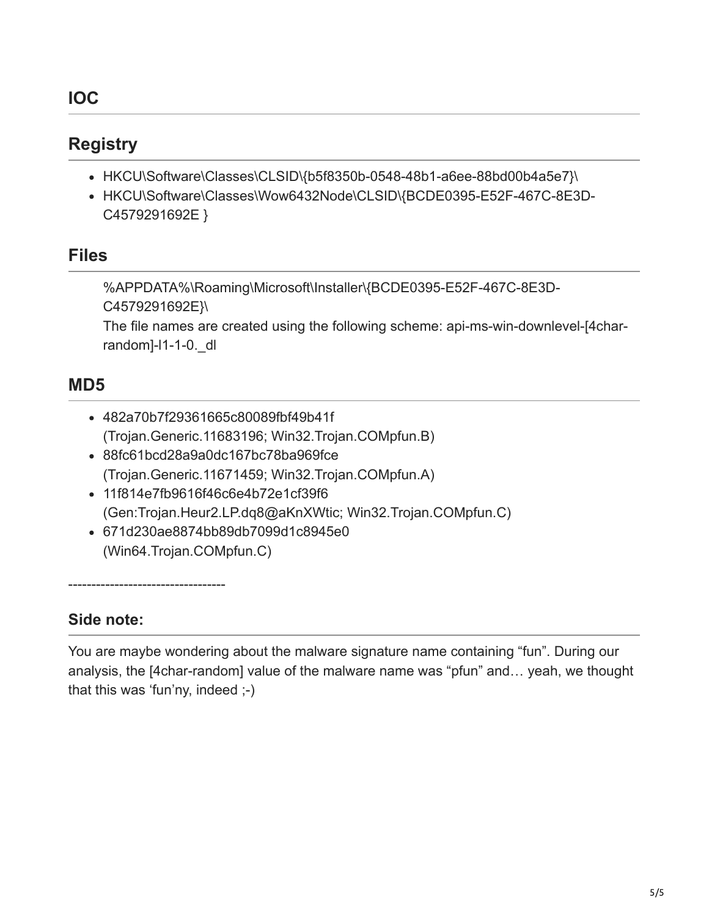## IOC

### Registry

- HKCU\Software\Classes\CLSID\{b5f8350b-0548-48b1-a6ee-88bd00b4a5e7}\
- HKCU\Software\Classes\Wow6432Node\CLSID\{BCDE0395-E52F-467C-8E3D-C4579291692E }

### Files

%APPDATA%\Roaming\Microsoft\Installer\{BCDE0395-E52F-467C-8E3D-C4579291692E}\
The file names are created using the following scheme: api-ms-win-downlevel-[4char-random]-l1-1-0._dl

### MD5

- 482a70b7f29361665c80089fbf49b41f (Trojan.Generic.11683196; Win32.Trojan.COMpfun.B)
- 88fc61bcd28a9a0dc167bc78ba969fce (Trojan.Generic.11671459; Win32.Trojan.COMpfun.A)
- 11f814e7fb9616f46c6e4b72e1cf39f6 (Gen:Trojan.Heur2.LP.dq8@aKnXWtic; Win32.Trojan.COMpfun.C)
- 671d230ae8874bb89db7099d1c8945e0 (Win64.Trojan.COMpfun.C)

----------------------------------

#### Side note:

You are maybe wondering about the malware signature name containing “fun”. During our analysis, the [4char-random] value of the malware name was “pfun” and… yeah, we thought that this was ‘fun’ny, indeed ;-)